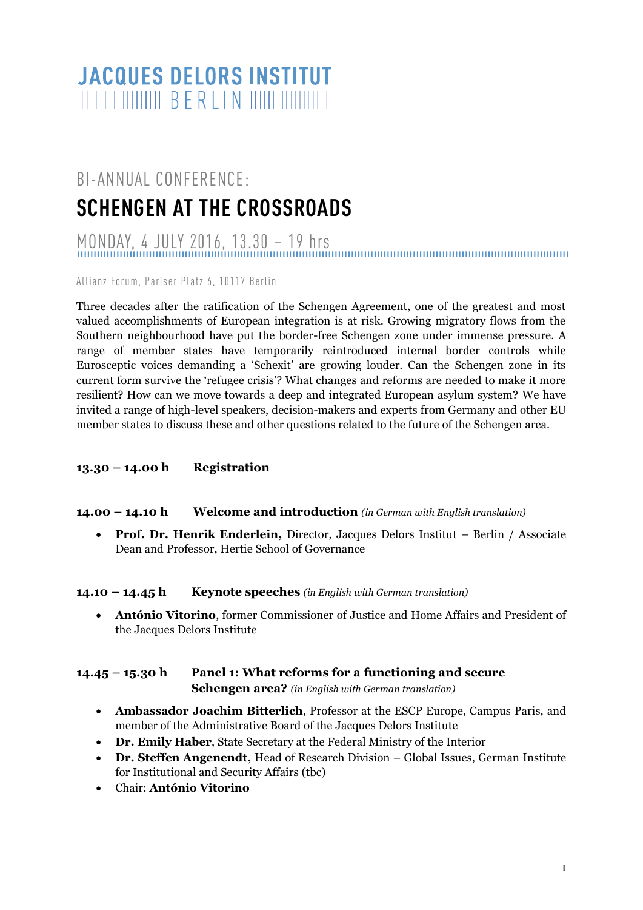# JACQUES DELORS INSTITUT BERLIN

BI-ANNUAL CONFERENCE:

# SCHENGEN AT THE CROSSROADS

## MONDAY, 4 JULY 2016, 13.30 – 19 hrs

Allianz Forum, Pariser Platz 6, 10117 Berlin

Three decades after the ratification of the Schengen Agreement, one of the greatest and most valued accomplishments of European integration is at risk. Growing migratory flows from the Southern neighbourhood have put the border-free Schengen zone under immense pressure. A range of member states have temporarily reintroduced internal border controls while Eurosceptic voices demanding a 'Schexit' are growing louder. Can the Schengen zone in its current form survive the 'refugee crisis'? What changes and reforms are needed to make it more resilient? How can we move towards a deep and integrated European asylum system? We have invited a range of high-level speakers, decision-makers and experts from Germany and other EU member states to discuss these and other questions related to the future of the Schengen area.

**13.30 – 14.00 h Registration**

**14.00 – 14.10 h Welcome and introduction** *(in German with English translation)*

- **Prof. Dr. Henrik Enderlein,** Director, Jacques Delors Institut – Berlin / Associate Dean and Professor, Hertie School of Governance

**14.10 – 14.45 h Keynote speeches** *(in English with German translation)*

- **António Vitorino**, former Commissioner of Justice and Home Affairs and President of the Jacques Delors Institute

**14.45 – 15.30 h Panel 1: What reforms for a functioning and secure Schengen area?** *(in English with German translation)*

- **Ambassador Joachim Bitterlich**, Professor at the ESCP Europe, Campus Paris, and member of the Administrative Board of the Jacques Delors Institute
- **Dr. Emily Haber**, State Secretary at the Federal Ministry of the Interior
- **Dr. Steffen Angenendt,** Head of Research Division – Global Issues, German Institute for Institutional and Security Affairs (tbc)
- Chair: **António Vitorino**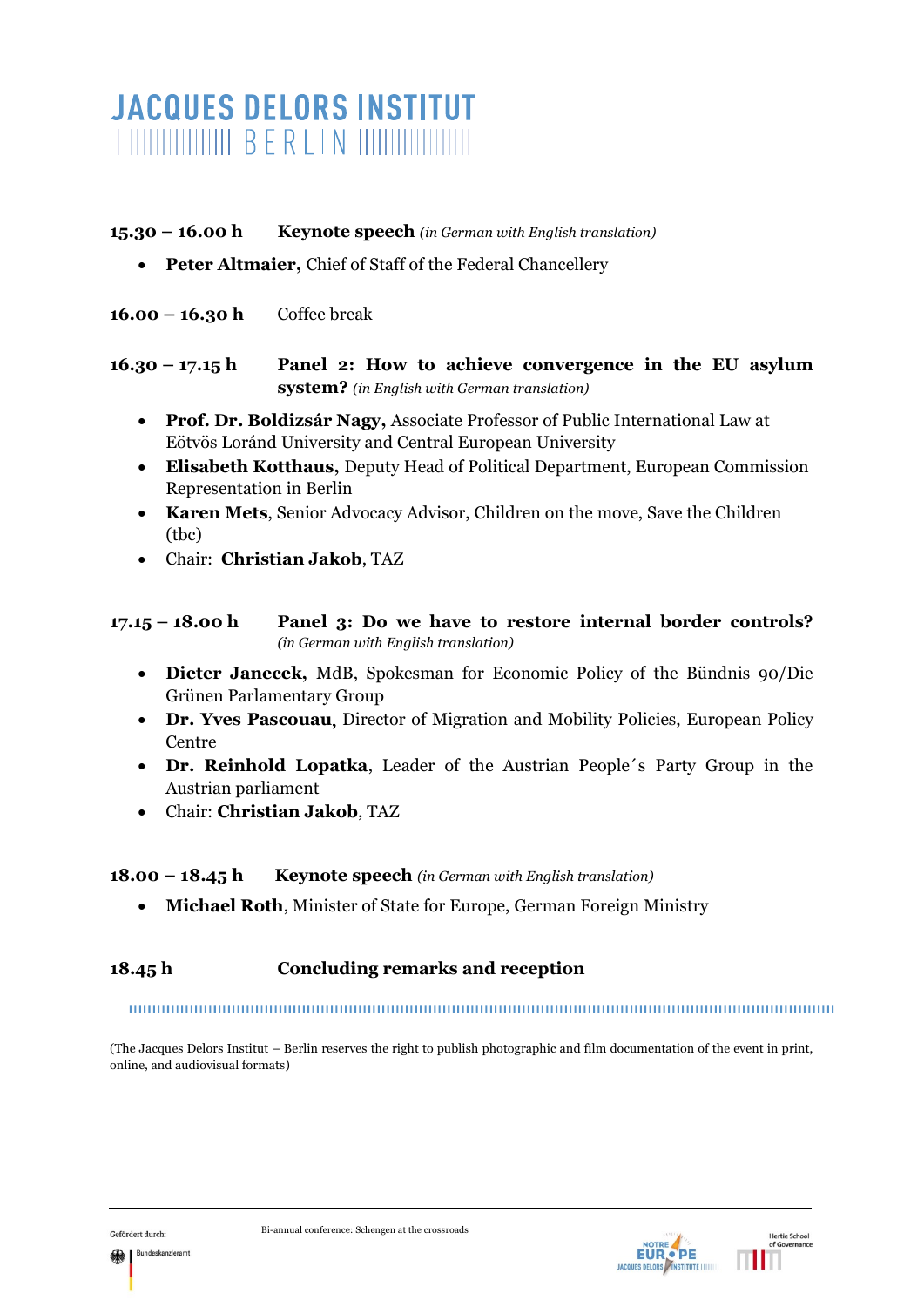**15.30 – 16.00 h** **Keynote speech** *(in German with English translation)*

- **Peter Altmaier,** Chief of Staff of the Federal Chancellery

**16.00 – 16.30 h** Coffee break

**16.30 – 17.15 h** **Panel 2: How to achieve convergence in the EU asylum system?** *(in English with German translation)*

- **Prof. Dr. Boldizsár Nagy,** Associate Professor of Public International Law at Eötvös Loránd University and Central European University
- **Elisabeth Kotthaus,** Deputy Head of Political Department, European Commission Representation in Berlin
- **Karen Mets**, Senior Advocacy Advisor, Children on the move, Save the Children (tbc)
- Chair: **Christian Jakob**, TAZ

**17.15 – 18.00 h** **Panel 3: Do we have to restore internal border controls?** *(in German with English translation)*

- **Dieter Janecek,** MdB, Spokesman for Economic Policy of the Bündnis 90/Die Grünen Parlamentary Group
- **Dr. Yves Pascouau,** Director of Migration and Mobility Policies, European Policy Centre
- **Dr. Reinhold Lopatka**, Leader of the Austrian People´s Party Group in the Austrian parliament
- Chair: **Christian Jakob**, TAZ

**18.00 – 18.45 h** **Keynote speech** *(in German with English translation)*

- **Michael Roth**, Minister of State for Europe, German Foreign Ministry

**18.45 h** **Concluding remarks and reception**

(The Jacques Delors Institut – Berlin reserves the right to publish photographic and film documentation of the event in print, online, and audiovisual formats)

Gefördert durch: Bundeskanzleramt

Bi-annual conference: Schengen at the crossroads